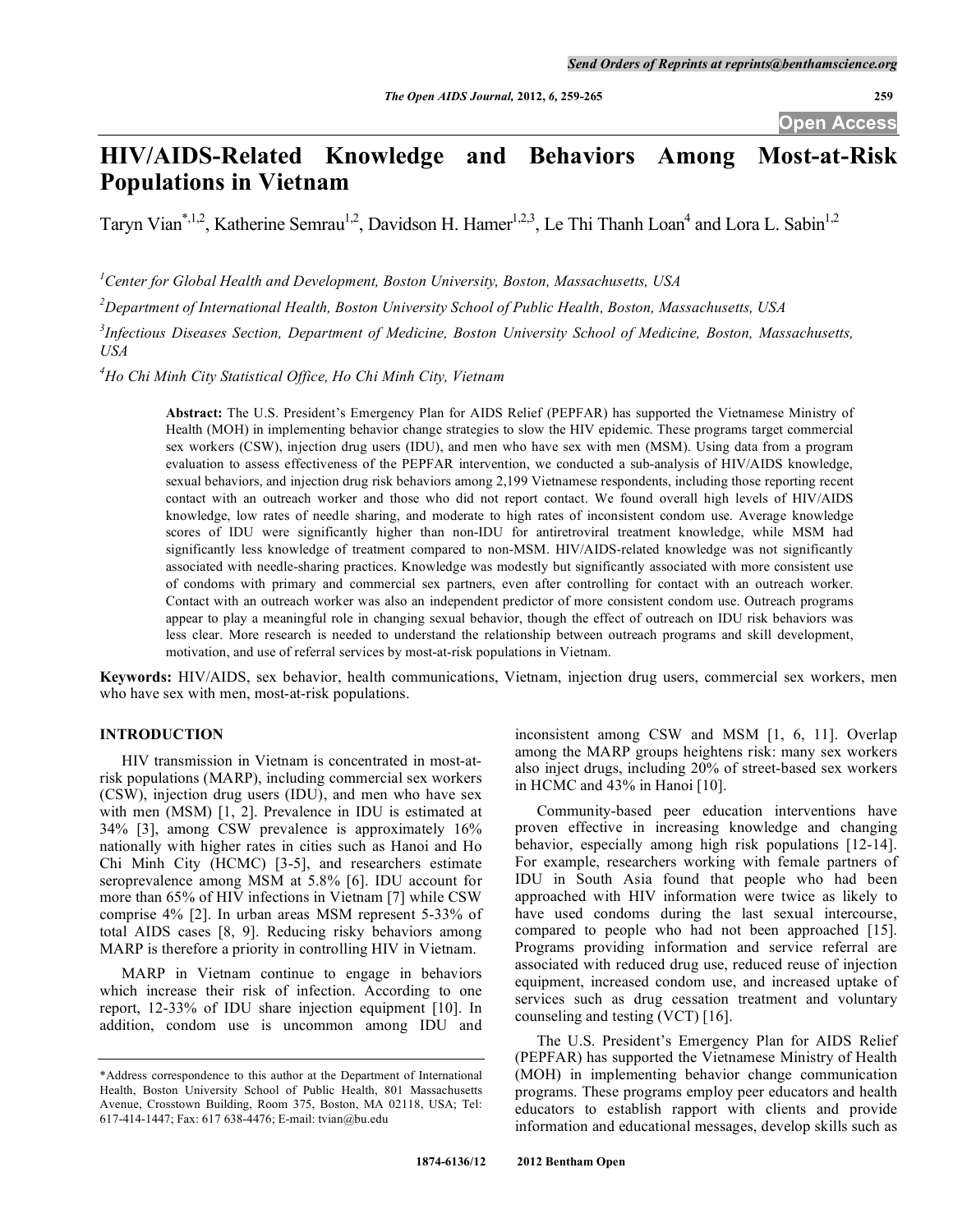# HIV/AIDS-Related Knowledge and Behaviors Among Most-at-Risk Populations in Vietnam

Taryn Vian[*,1,2], Katherine Semrau[1,2], Davidson H. Hamer[1,2,3], Le Thi Thanh Loan[4] and Lora L. Sabin[1,2]

[1]Center for Global Health and Development, Boston University, Boston, Massachusetts, USA

[2]Department of International Health, Boston University School of Public Health, Boston, Massachusetts, USA

[3]Infectious Diseases Section, Department of Medicine, Boston University School of Medicine, Boston, Massachusetts, USA

[4]Ho Chi Minh City Statistical Office, Ho Chi Minh City, Vietnam

**Abstract:** The U.S. President's Emergency Plan for AIDS Relief (PEPFAR) has supported the Vietnamese Ministry of Health (MOH) in implementing behavior change strategies to slow the HIV epidemic. These programs target commercial sex workers (CSW), injection drug users (IDU), and men who have sex with men (MSM). Using data from a program evaluation to assess effectiveness of the PEPFAR intervention, we conducted a sub-analysis of HIV/AIDS knowledge, sexual behaviors, and injection drug risk behaviors among 2,199 Vietnamese respondents, including those reporting recent contact with an outreach worker and those who did not report contact. We found overall high levels of HIV/AIDS knowledge, low rates of needle sharing, and moderate to high rates of inconsistent condom use. Average knowledge scores of IDU were significantly higher than non-IDU for antiretroviral treatment knowledge, while MSM had significantly less knowledge of treatment compared to non-MSM. HIV/AIDS-related knowledge was not significantly associated with needle-sharing practices. Knowledge was modestly but significantly associated with more consistent use of condoms with primary and commercial sex partners, even after controlling for contact with an outreach worker. Contact with an outreach worker was also an independent predictor of more consistent condom use. Outreach programs appear to play a meaningful role in changing sexual behavior, though the effect of outreach on IDU risk behaviors was less clear. More research is needed to understand the relationship between outreach programs and skill development, motivation, and use of referral services by most-at-risk populations in Vietnam.

**Keywords:** HIV/AIDS, sex behavior, health communications, Vietnam, injection drug users, commercial sex workers, men who have sex with men, most-at-risk populations.

## INTRODUCTION

HIV transmission in Vietnam is concentrated in most-at-risk populations (MARP), including commercial sex workers (CSW), injection drug users (IDU), and men who have sex with men (MSM) [1, 2]. Prevalence in IDU is estimated at 34% [3], among CSW prevalence is approximately 16% nationally with higher rates in cities such as Hanoi and Ho Chi Minh City (HCMC) [3-5], and researchers estimate seroprevalence among MSM at 5.8% [6]. IDU account for more than 65% of HIV infections in Vietnam [7] while CSW comprise 4% [2]. In urban areas MSM represent 5-33% of total AIDS cases [8, 9]. Reducing risky behaviors among MARP is therefore a priority in controlling HIV in Vietnam.

MARP in Vietnam continue to engage in behaviors which increase their risk of infection. According to one report, 12-33% of IDU share injection equipment [10]. In addition, condom use is uncommon among IDU and inconsistent among CSW and MSM [1, 6, 11]. Overlap among the MARP groups heightens risk: many sex workers also inject drugs, including 20% of street-based sex workers in HCMC and 43% in Hanoi [10].

Community-based peer education interventions have proven effective in increasing knowledge and changing behavior, especially among high risk populations [12-14]. For example, researchers working with female partners of IDU in South Asia found that people who had been approached with HIV information were twice as likely to have used condoms during the last sexual intercourse, compared to people who had not been approached [15]. Programs providing information and service referral are associated with reduced drug use, reduced reuse of injection equipment, increased condom use, and increased uptake of services such as drug cessation treatment and voluntary counseling and testing (VCT) [16].

The U.S. President's Emergency Plan for AIDS Relief (PEPFAR) has supported the Vietnamese Ministry of Health (MOH) in implementing behavior change communication programs. These programs employ peer educators and health educators to establish rapport with clients and provide information and educational messages, develop skills such as

*Address correspondence to this author at the Department of International Health, Boston University School of Public Health, 801 Massachusetts Avenue, Crosstown Building, Room 375, Boston, MA 02118, USA; Tel: 617-414-1447; Fax: 617 638-4476; E-mail: tvian@bu.edu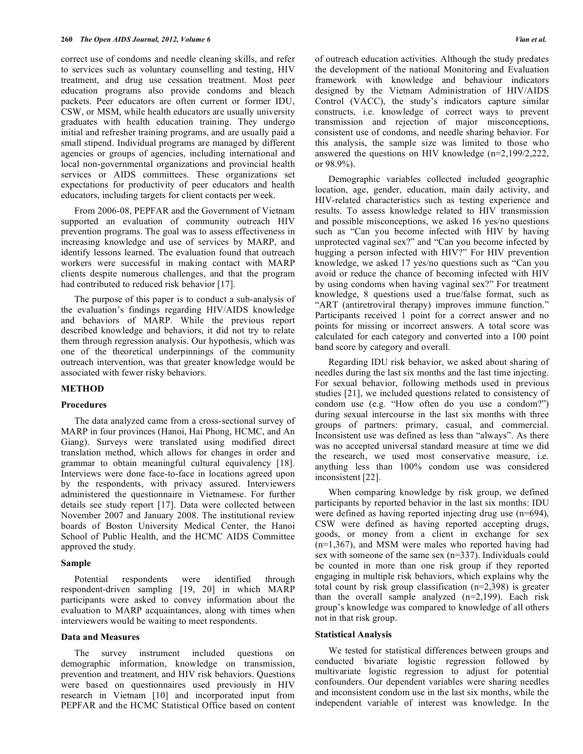correct use of condoms and needle cleaning skills, and refer to services such as voluntary counselling and testing, HIV treatment, and drug use cessation treatment. Most peer education programs also provide condoms and bleach packets. Peer educators are often current or former IDU, CSW, or MSM, while health educators are usually university graduates with health education training. They undergo initial and refresher training programs, and are usually paid a small stipend. Individual programs are managed by different agencies or groups of agencies, including international and local non-governmental organizations and provincial health services or AIDS committees. These organizations set expectations for productivity of peer educators and health educators, including targets for client contacts per week.

From 2006-08, PEPFAR and the Government of Vietnam supported an evaluation of community outreach HIV prevention programs. The goal was to assess effectiveness in increasing knowledge and use of services by MARP, and identify lessons learned. The evaluation found that outreach workers were successful in making contact with MARP clients despite numerous challenges, and that the program had contributed to reduced risk behavior [17].

The purpose of this paper is to conduct a sub-analysis of the evaluation's findings regarding HIV/AIDS knowledge and behaviors of MARP. While the previous report described knowledge and behaviors, it did not try to relate them through regression analysis. Our hypothesis, which was one of the theoretical underpinnings of the community outreach intervention, was that greater knowledge would be associated with fewer risky behaviors.

## METHOD

### Procedures

The data analyzed came from a cross-sectional survey of MARP in four provinces (Hanoi, Hai Phong, HCMC, and An Giang). Surveys were translated using modified direct translation method, which allows for changes in order and grammar to obtain meaningful cultural equivalency [18]. Interviews were done face-to-face in locations agreed upon by the respondents, with privacy assured. Interviewers administered the questionnaire in Vietnamese. For further details see study report [17]. Data were collected between November 2007 and January 2008. The institutional review boards of Boston University Medical Center, the Hanoi School of Public Health, and the HCMC AIDS Committee approved the study.

### Sample

Potential respondents were identified through respondent-driven sampling [19, 20] in which MARP participants were asked to convey information about the evaluation to MARP acquaintances, along with times when interviewers would be waiting to meet respondents.

### Data and Measures

The survey instrument included questions on demographic information, knowledge on transmission, prevention and treatment, and HIV risk behaviors. Questions were based on questionnaires used previously in HIV research in Vietnam [10] and incorporated input from PEPFAR and the HCMC Statistical Office based on content of outreach education activities. Although the study predates the development of the national Monitoring and Evaluation framework with knowledge and behaviour indicators designed by the Vietnam Administration of HIV/AIDS Control (VACC), the study's indicators capture similar constructs, i.e. knowledge of correct ways to prevent transmission and rejection of major misconceptions, consistent use of condoms, and needle sharing behavior. For this analysis, the sample size was limited to those who answered the questions on HIV knowledge (n=2,199/2,222, or 98.9%).

Demographic variables collected included geographic location, age, gender, education, main daily activity, and HIV-related characteristics such as testing experience and results. To assess knowledge related to HIV transmission and possible misconceptions, we asked 16 yes/no questions such as "Can you become infected with HIV by having unprotected vaginal sex?" and "Can you become infected by hugging a person infected with HIV?" For HIV prevention knowledge, we asked 17 yes/no questions such as "Can you avoid or reduce the chance of becoming infected with HIV by using condoms when having vaginal sex?" For treatment knowledge, 8 questions used a true/false format, such as "ART (antiretroviral therapy) improves immune function." Participants received 1 point for a correct answer and no points for missing or incorrect answers. A total score was calculated for each category and converted into a 100 point band score by category and overall.

Regarding IDU risk behavior, we asked about sharing of needles during the last six months and the last time injecting. For sexual behavior, following methods used in previous studies [21], we included questions related to consistency of condom use (e.g. "How often do you use a condom?") during sexual intercourse in the last six months with three groups of partners: primary, casual, and commercial. Inconsistent use was defined as less than "always". As there was no accepted universal standard measure at time we did the research, we used most conservative measure, i.e. anything less than 100% condom use was considered inconsistent [22].

When comparing knowledge by risk group, we defined participants by reported behavior in the last six months: IDU were defined as having reported injecting drug use (n=694), CSW were defined as having reported accepting drugs, goods, or money from a client in exchange for sex (n=1,367), and MSM were males who reported having had sex with someone of the same sex (n=337). Individuals could be counted in more than one risk group if they reported engaging in multiple risk behaviors, which explains why the total count by risk group classification (n=2,398) is greater than the overall sample analyzed (n=2,199). Each risk group's knowledge was compared to knowledge of all others not in that risk group.

### Statistical Analysis

We tested for statistical differences between groups and conducted bivariate logistic regression followed by multivariate logistic regression to adjust for potential confounders. Our dependent variables were sharing needles and inconsistent condom use in the last six months, while the independent variable of interest was knowledge. In the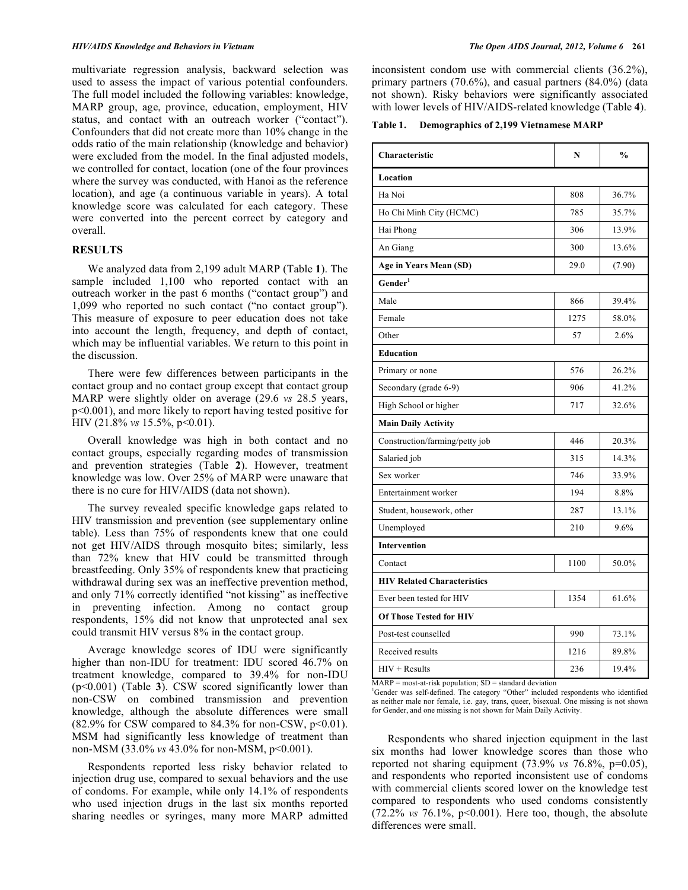multivariate regression analysis, backward selection was used to assess the impact of various potential confounders. The full model included the following variables: knowledge, MARP group, age, province, education, employment, HIV status, and contact with an outreach worker ("contact"). Confounders that did not create more than 10% change in the odds ratio of the main relationship (knowledge and behavior) were excluded from the model. In the final adjusted models, we controlled for contact, location (one of the four provinces where the survey was conducted, with Hanoi as the reference location), and age (a continuous variable in years). A total knowledge score was calculated for each category. These were converted into the percent correct by category and overall.

## RESULTS

We analyzed data from 2,199 adult MARP (Table **1**). The sample included 1,100 who reported contact with an outreach worker in the past 6 months ("contact group") and 1,099 who reported no such contact ("no contact group"). This measure of exposure to peer education does not take into account the length, frequency, and depth of contact, which may be influential variables. We return to this point in the discussion.

There were few differences between participants in the contact group and no contact group except that contact group MARP were slightly older on average (29.6 *vs* 28.5 years, $p<0.001$), and more likely to report having tested positive for HIV (21.8% *vs* 15.5%, $p<0.01$).

Overall knowledge was high in both contact and no contact groups, especially regarding modes of transmission and prevention strategies (Table **2**). However, treatment knowledge was low. Over 25% of MARP were unaware that there is no cure for HIV/AIDS (data not shown).

The survey revealed specific knowledge gaps related to HIV transmission and prevention (see supplementary online table). Less than 75% of respondents knew that one could not get HIV/AIDS through mosquito bites; similarly, less than 72% knew that HIV could be transmitted through breastfeeding. Only 35% of respondents knew that practicing withdrawal during sex was an ineffective prevention method, and only 71% correctly identified "not kissing" as ineffective in preventing infection. Among no contact group respondents, 15% did not know that unprotected anal sex could transmit HIV versus 8% in the contact group.

Average knowledge scores of IDU were significantly higher than non-IDU for treatment: IDU scored 46.7% on treatment knowledge, compared to 39.4% for non-IDU ($p<0.001$) (Table **3**). CSW scored significantly lower than non-CSW on combined transmission and prevention knowledge, although the absolute differences were small (82.9% for CSW compared to 84.3% for non-CSW, $p<0.01$). MSM had significantly less knowledge of treatment than non-MSM (33.0% *vs* 43.0% for non-MSM, $p<0.001$).

Respondents reported less risky behavior related to injection drug use, compared to sexual behaviors and the use of condoms. For example, while only 14.1% of respondents who used injection drugs in the last six months reported sharing needles or syringes, many more MARP admitted inconsistent condom use with commercial clients (36.2%), primary partners (70.6%), and casual partners (84.0%) (data not shown). Risky behaviors were significantly associated with lower levels of HIV/AIDS-related knowledge (Table **4**).

**Table 1. Demographics of 2,199 Vietnamese MARP**

| Characteristic | N | % |
|---|---|---|
| **Location** | | |
| Ha Noi | 808 | 36.7% |
| Ho Chi Minh City (HCMC) | 785 | 35.7% |
| Hai Phong | 306 | 13.9% |
| An Giang | 300 | 13.6% |
| **Age in Years Mean (SD)** | 29.0 | (7.90) |
| **Gender[1]** | | |
| Male | 866 | 39.4% |
| Female | 1275 | 58.0% |
| Other | 57 | 2.6% |
| **Education** | | |
| Primary or none | 576 | 26.2% |
| Secondary (grade 6-9) | 906 | 41.2% |
| High School or higher | 717 | 32.6% |
| **Main Daily Activity** | | |
| Construction/farming/petty job | 446 | 20.3% |
| Salaried job | 315 | 14.3% |
| Sex worker | 746 | 33.9% |
| Entertainment worker | 194 | 8.8% |
| Student, housework, other | 287 | 13.1% |
| Unemployed | 210 | 9.6% |
| **Intervention** | | |
| Contact | 1100 | 50.0% |
| **HIV Related Characteristics** | | |
| Ever been tested for HIV | 1354 | 61.6% |
| **Of Those Tested for HIV** | | |
| Post-test counselled | 990 | 73.1% |
| Received results | 1216 | 89.8% |
| HIV + Results | 236 | 19.4% |

MARP = most-at-risk population; SD = standard deviation
[1]Gender was self-defined. The category "Other" included respondents who identified as neither male nor female, i.e. gay, trans, queer, bisexual. One missing is not shown for Gender, and one missing is not shown for Main Daily Activity.

Respondents who shared injection equipment in the last six months had lower knowledge scores than those who reported not sharing equipment (73.9% *vs* 76.8%, $p=0.05$), and respondents who reported inconsistent use of condoms with commercial clients scored lower on the knowledge test compared to respondents who used condoms consistently (72.2% *vs* 76.1%, $p<0.001$). Here too, though, the absolute differences were small.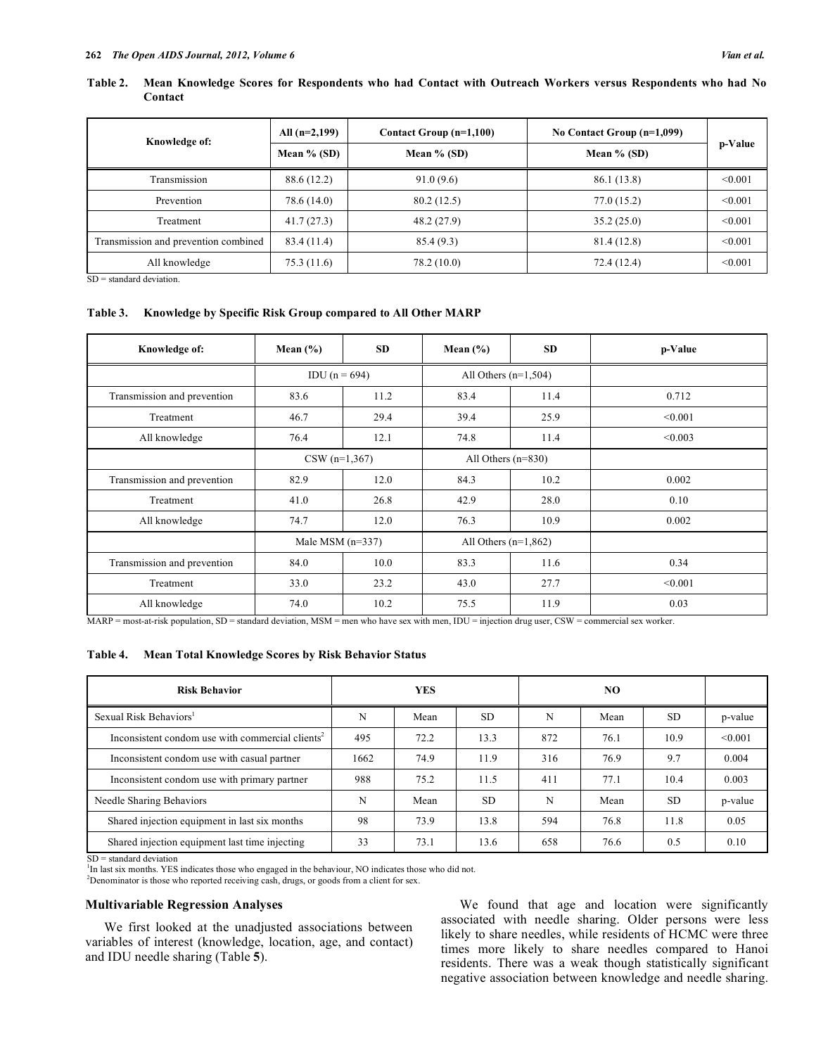**Table 2. Mean Knowledge Scores for Respondents who had Contact with Outreach Workers versus Respondents who had No Contact**

| Knowledge of: | All (n=2,199) | Contact Group (n=1,100) | No Contact Group (n=1,099) | p-Value |
|---|---|---|---|---|
| | Mean % (SD) | Mean % (SD) | Mean % (SD) | |
| Transmission | 88.6 (12.2) | 91.0 (9.6) | 86.1 (13.8) | <0.001 |
| Prevention | 78.6 (14.0) | 80.2 (12.5) | 77.0 (15.2) | <0.001 |
| Treatment | 41.7 (27.3) | 48.2 (27.9) | 35.2 (25.0) | <0.001 |
| Transmission and prevention combined | 83.4 (11.4) | 85.4 (9.3) | 81.4 (12.8) | <0.001 |
| All knowledge | 75.3 (11.6) | 78.2 (10.0) | 72.4 (12.4) | <0.001 |

SD = standard deviation.

**Table 3. Knowledge by Specific Risk Group compared to All Other MARP**

| Knowledge of: | Mean (%) | SD | Mean (%) | SD | p-Value |
|---|---|---|---|---|---|
| | IDU (n = 694) | | All Others (n=1,504) | | |
| Transmission and prevention | 83.6 | 11.2 | 83.4 | 11.4 | 0.712 |
| Treatment | 46.7 | 29.4 | 39.4 | 25.9 | <0.001 |
| All knowledge | 76.4 | 12.1 | 74.8 | 11.4 | <0.003 |
| | CSW (n=1,367) | | All Others (n=830) | | |
| Transmission and prevention | 82.9 | 12.0 | 84.3 | 10.2 | 0.002 |
| Treatment | 41.0 | 26.8 | 42.9 | 28.0 | 0.10 |
| All knowledge | 74.7 | 12.0 | 76.3 | 10.9 | 0.002 |
| | Male MSM (n=337) | | All Others (n=1,862) | | |
| Transmission and prevention | 84.0 | 10.0 | 83.3 | 11.6 | 0.34 |
| Treatment | 33.0 | 23.2 | 43.0 | 27.7 | <0.001 |
| All knowledge | 74.0 | 10.2 | 75.5 | 11.9 | 0.03 |

MARP = most-at-risk population, SD = standard deviation, MSM = men who have sex with men, IDU = injection drug user, CSW = commercial sex worker.

**Table 4. Mean Total Knowledge Scores by Risk Behavior Status**

| Risk Behavior | YES | | | NO | | | |
|---|---|---|---|---|---|---|---|
| Sexual Risk Behaviors[1] | N | Mean | SD | N | Mean | SD | p-value |
| Inconsistent condom use with commercial clients[2] | 495 | 72.2 | 13.3 | 872 | 76.1 | 10.9 | <0.001 |
| Inconsistent condom use with casual partner | 1662 | 74.9 | 11.9 | 316 | 76.9 | 9.7 | 0.004 |
| Inconsistent condom use with primary partner | 988 | 75.2 | 11.5 | 411 | 77.1 | 10.4 | 0.003 |
| Needle Sharing Behaviors | N | Mean | SD | N | Mean | SD | p-value |
| Shared injection equipment in last six months | 98 | 73.9 | 13.8 | 594 | 76.8 | 11.8 | 0.05 |
| Shared injection equipment last time injecting | 33 | 73.1 | 13.6 | 658 | 76.6 | 0.5 | 0.10 |

SD = standard deviation
[1]In last six months. YES indicates those who engaged in the behaviour, NO indicates those who did not.
[2]Denominator is those who reported receiving cash, drugs, or goods from a client for sex.

### Multivariable Regression Analyses

We first looked at the unadjusted associations between variables of interest (knowledge, location, age, and contact) and IDU needle sharing (Table **5**).

We found that age and location were significantly associated with needle sharing. Older persons were less likely to share needles, while residents of HCMC were three times more likely to share needles compared to Hanoi residents. There was a weak though statistically significant negative association between knowledge and needle sharing.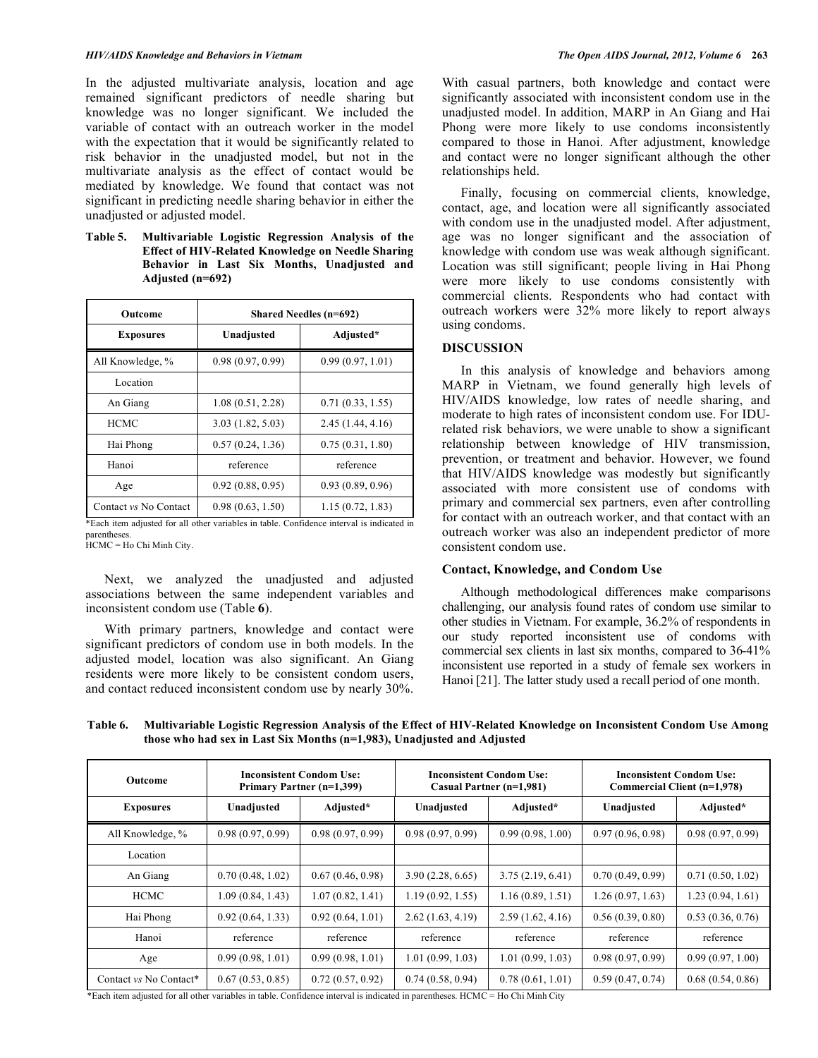In the adjusted multivariate analysis, location and age remained significant predictors of needle sharing but knowledge was no longer significant. We included the variable of contact with an outreach worker in the model with the expectation that it would be significantly related to risk behavior in the unadjusted model, but not in the multivariate analysis as the effect of contact would be mediated by knowledge. We found that contact was not significant in predicting needle sharing behavior in either the unadjusted or adjusted model.

**Table 5. Multivariable Logistic Regression Analysis of the Effect of HIV-Related Knowledge on Needle Sharing Behavior in Last Six Months, Unadjusted and Adjusted (n=692)**

| Outcome | Shared Needles (n=692) | |
|---|---|---|
| **Exposures** | **Unadjusted** | **Adjusted*** |
| All Knowledge, % | 0.98 (0.97, 0.99) | 0.99 (0.97, 1.01) |
| Location | | |
| An Giang | 1.08 (0.51, 2.28) | 0.71 (0.33, 1.55) |
| HCMC | 3.03 (1.82, 5.03) | 2.45 (1.44, 4.16) |
| Hai Phong | 0.57 (0.24, 1.36) | 0.75 (0.31, 1.80) |
| Hanoi | reference | reference |
| Age | 0.92 (0.88, 0.95) | 0.93 (0.89, 0.96) |
| Contact *vs* No Contact | 0.98 (0.63, 1.50) | 1.15 (0.72, 1.83) |

*Each item adjusted for all other variables in table. Confidence interval is indicated in parentheses.
HCMC = Ho Chi Minh City.

Next, we analyzed the unadjusted and adjusted associations between the same independent variables and inconsistent condom use (Table **6**).

With primary partners, knowledge and contact were significant predictors of condom use in both models. In the adjusted model, location was also significant. An Giang residents were more likely to be consistent condom users, and contact reduced inconsistent condom use by nearly 30%. With casual partners, both knowledge and contact were significantly associated with inconsistent condom use in the unadjusted model. In addition, MARP in An Giang and Hai Phong were more likely to use condoms inconsistently compared to those in Hanoi. After adjustment, knowledge and contact were no longer significant although the other relationships held.

Finally, focusing on commercial clients, knowledge, contact, age, and location were all significantly associated with condom use in the unadjusted model. After adjustment, age was no longer significant and the association of knowledge with condom use was weak although significant. Location was still significant; people living in Hai Phong were more likely to use condoms consistently with commercial clients. Respondents who had contact with outreach workers were 32% more likely to report always using condoms.

## DISCUSSION

In this analysis of knowledge and behaviors among MARP in Vietnam, we found generally high levels of HIV/AIDS knowledge, low rates of needle sharing, and moderate to high rates of inconsistent condom use. For IDU-related risk behaviors, we were unable to show a significant relationship between knowledge of HIV transmission, prevention, or treatment and behavior. However, we found that HIV/AIDS knowledge was modestly but significantly associated with more consistent use of condoms with primary and commercial sex partners, even after controlling for contact with an outreach worker, and that contact with an outreach worker was also an independent predictor of more consistent condom use.

### Contact, Knowledge, and Condom Use

Although methodological differences make comparisons challenging, our analysis found rates of condom use similar to other studies in Vietnam. For example, 36.2% of respondents in our study reported inconsistent use of condoms with commercial sex clients in last six months, compared to 36-41% inconsistent use reported in a study of female sex workers in Hanoi [21]. The latter study used a recall period of one month.

**Table 6. Multivariable Logistic Regression Analysis of the Effect of HIV-Related Knowledge on Inconsistent Condom Use Among those who had sex in Last Six Months (n=1,983), Unadjusted and Adjusted**

| Outcome | Inconsistent Condom Use: Primary Partner (n=1,399) | | Inconsistent Condom Use: Casual Partner (n=1,981) | | Inconsistent Condom Use: Commercial Client (n=1,978) | |
|---|---|---|---|---|---|---|
| **Exposures** | **Unadjusted** | **Adjusted*** | **Unadjusted** | **Adjusted*** | **Unadjusted** | **Adjusted*** |
| All Knowledge, % | 0.98 (0.97, 0.99) | 0.98 (0.97, 0.99) | 0.98 (0.97, 0.99) | 0.99 (0.98, 1.00) | 0.97 (0.96, 0.98) | 0.98 (0.97, 0.99) |
| Location | | | | | | |
| An Giang | 0.70 (0.48, 1.02) | 0.67 (0.46, 0.98) | 3.90 (2.28, 6.65) | 3.75 (2.19, 6.41) | 0.70 (0.49, 0.99) | 0.71 (0.50, 1.02) |
| HCMC | 1.09 (0.84, 1.43) | 1.07 (0.82, 1.41) | 1.19 (0.92, 1.55) | 1.16 (0.89, 1.51) | 1.26 (0.97, 1.63) | 1.23 (0.94, 1.61) |
| Hai Phong | 0.92 (0.64, 1.33) | 0.92 (0.64, 1.01) | 2.62 (1.63, 4.19) | 2.59 (1.62, 4.16) | 0.56 (0.39, 0.80) | 0.53 (0.36, 0.76) |
| Hanoi | reference | reference | reference | reference | reference | reference |
| Age | 0.99 (0.98, 1.01) | 0.99 (0.98, 1.01) | 1.01 (0.99, 1.03) | 1.01 (0.99, 1.03) | 0.98 (0.97, 0.99) | 0.99 (0.97, 1.00) |
| Contact *vs* No Contact* | 0.67 (0.53, 0.85) | 0.72 (0.57, 0.92) | 0.74 (0.58, 0.94) | 0.78 (0.61, 1.01) | 0.59 (0.47, 0.74) | 0.68 (0.54, 0.86) |

*Each item adjusted for all other variables in table. Confidence interval is indicated in parentheses. HCMC = Ho Chi Minh City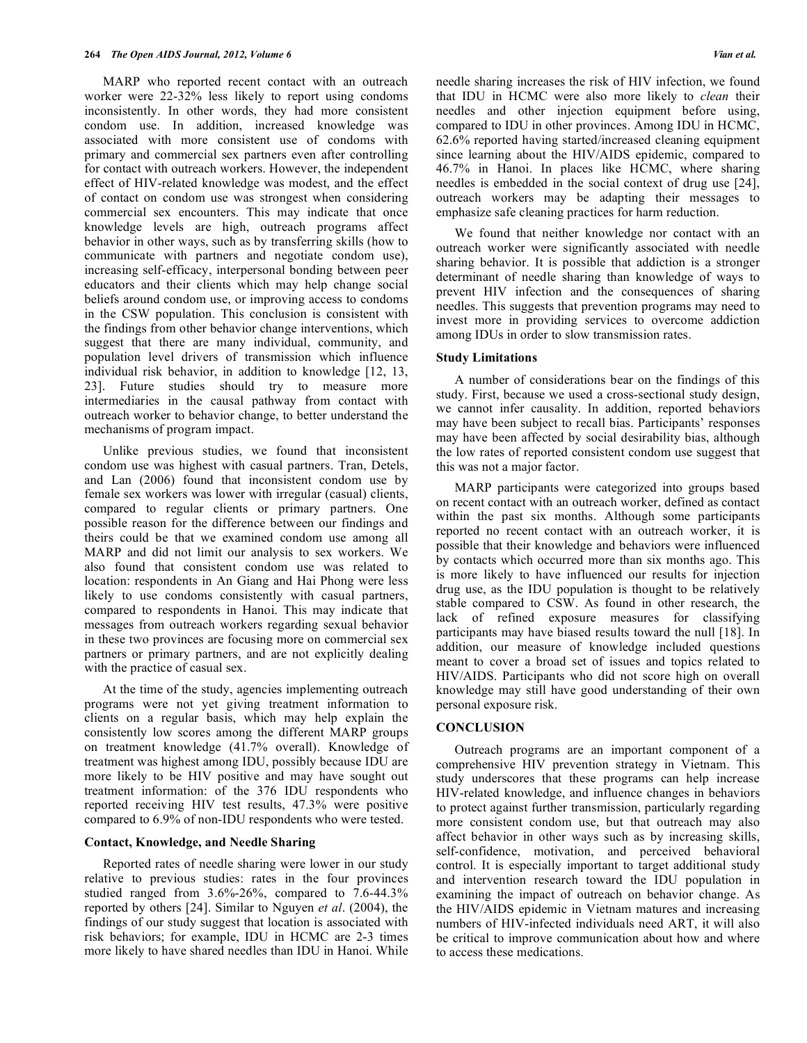MARP who reported recent contact with an outreach worker were 22-32% less likely to report using condoms inconsistently. In other words, they had more consistent condom use. In addition, increased knowledge was associated with more consistent use of condoms with primary and commercial sex partners even after controlling for contact with outreach workers. However, the independent effect of HIV-related knowledge was modest, and the effect of contact on condom use was strongest when considering commercial sex encounters. This may indicate that once knowledge levels are high, outreach programs affect behavior in other ways, such as by transferring skills (how to communicate with partners and negotiate condom use), increasing self-efficacy, interpersonal bonding between peer educators and their clients which may help change social beliefs around condom use, or improving access to condoms in the CSW population. This conclusion is consistent with the findings from other behavior change interventions, which suggest that there are many individual, community, and population level drivers of transmission which influence individual risk behavior, in addition to knowledge [12, 13, 23]. Future studies should try to measure more intermediaries in the causal pathway from contact with outreach worker to behavior change, to better understand the mechanisms of program impact.

Unlike previous studies, we found that inconsistent condom use was highest with casual partners. Tran, Detels, and Lan (2006) found that inconsistent condom use by female sex workers was lower with irregular (casual) clients, compared to regular clients or primary partners. One possible reason for the difference between our findings and theirs could be that we examined condom use among all MARP and did not limit our analysis to sex workers. We also found that consistent condom use was related to location: respondents in An Giang and Hai Phong were less likely to use condoms consistently with casual partners, compared to respondents in Hanoi. This may indicate that messages from outreach workers regarding sexual behavior in these two provinces are focusing more on commercial sex partners or primary partners, and are not explicitly dealing with the practice of casual sex.

At the time of the study, agencies implementing outreach programs were not yet giving treatment information to clients on a regular basis, which may help explain the consistently low scores among the different MARP groups on treatment knowledge (41.7% overall). Knowledge of treatment was highest among IDU, possibly because IDU are more likely to be HIV positive and may have sought out treatment information: of the 376 IDU respondents who reported receiving HIV test results, 47.3% were positive compared to 6.9% of non-IDU respondents who were tested.

### Contact, Knowledge, and Needle Sharing

Reported rates of needle sharing were lower in our study relative to previous studies: rates in the four provinces studied ranged from 3.6%-26%, compared to 7.6-44.3% reported by others [24]. Similar to Nguyen *et al*. (2004), the findings of our study suggest that location is associated with risk behaviors; for example, IDU in HCMC are 2-3 times more likely to have shared needles than IDU in Hanoi. While needle sharing increases the risk of HIV infection, we found that IDU in HCMC were also more likely to *clean* their needles and other injection equipment before using, compared to IDU in other provinces. Among IDU in HCMC, 62.6% reported having started/increased cleaning equipment since learning about the HIV/AIDS epidemic, compared to 46.7% in Hanoi. In places like HCMC, where sharing needles is embedded in the social context of drug use [24], outreach workers may be adapting their messages to emphasize safe cleaning practices for harm reduction.

We found that neither knowledge nor contact with an outreach worker were significantly associated with needle sharing behavior. It is possible that addiction is a stronger determinant of needle sharing than knowledge of ways to prevent HIV infection and the consequences of sharing needles. This suggests that prevention programs may need to invest more in providing services to overcome addiction among IDUs in order to slow transmission rates.

### Study Limitations

A number of considerations bear on the findings of this study. First, because we used a cross-sectional study design, we cannot infer causality. In addition, reported behaviors may have been subject to recall bias. Participants' responses may have been affected by social desirability bias, although the low rates of reported consistent condom use suggest that this was not a major factor.

MARP participants were categorized into groups based on recent contact with an outreach worker, defined as contact within the past six months. Although some participants reported no recent contact with an outreach worker, it is possible that their knowledge and behaviors were influenced by contacts which occurred more than six months ago. This is more likely to have influenced our results for injection drug use, as the IDU population is thought to be relatively stable compared to CSW. As found in other research, the lack of refined exposure measures for classifying participants may have biased results toward the null [18]. In addition, our measure of knowledge included questions meant to cover a broad set of issues and topics related to HIV/AIDS. Participants who did not score high on overall knowledge may still have good understanding of their own personal exposure risk.

## CONCLUSION

Outreach programs are an important component of a comprehensive HIV prevention strategy in Vietnam. This study underscores that these programs can help increase HIV-related knowledge, and influence changes in behaviors to protect against further transmission, particularly regarding more consistent condom use, but that outreach may also affect behavior in other ways such as by increasing skills, self-confidence, motivation, and perceived behavioral control. It is especially important to target additional study and intervention research toward the IDU population in examining the impact of outreach on behavior change. As the HIV/AIDS epidemic in Vietnam matures and increasing numbers of HIV-infected individuals need ART, it will also be critical to improve communication about how and where to access these medications.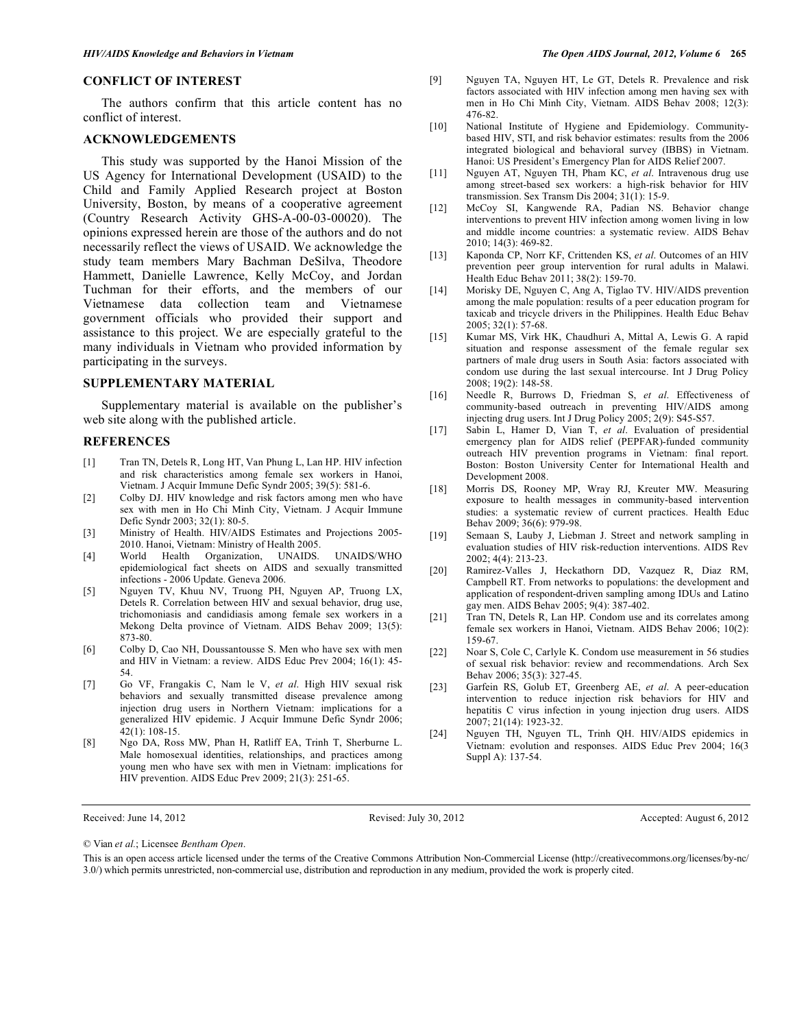## CONFLICT OF INTEREST

The authors confirm that this article content has no conflict of interest.

## ACKNOWLEDGEMENTS

This study was supported by the Hanoi Mission of the US Agency for International Development (USAID) to the Child and Family Applied Research project at Boston University, Boston, by means of a cooperative agreement (Country Research Activity GHS-A-00-03-00020). The opinions expressed herein are those of the authors and do not necessarily reflect the views of USAID. We acknowledge the study team members Mary Bachman DeSilva, Theodore Hammett, Danielle Lawrence, Kelly McCoy, and Jordan Tuchman for their efforts, and the members of our Vietnamese data collection team and Vietnamese government officials who provided their support and assistance to this project. We are especially grateful to the many individuals in Vietnam who provided information by participating in the surveys.

## SUPPLEMENTARY MATERIAL

Supplementary material is available on the publisher's web site along with the published article.

## REFERENCES

[1] Tran TN, Detels R, Long HT, Van Phung L, Lan HP. HIV infection and risk characteristics among female sex workers in Hanoi, Vietnam. J Acquir Immune Defic Syndr 2005; 39(5): 581-6.

[2] Colby DJ. HIV knowledge and risk factors among men who have sex with men in Ho Chi Minh City, Vietnam. J Acquir Immune Defic Syndr 2003; 32(1): 80-5.

[3] Ministry of Health. HIV/AIDS Estimates and Projections 2005-2010. Hanoi, Vietnam: Ministry of Health 2005.

[4] World Health Organization, UNAIDS. UNAIDS/WHO epidemiological fact sheets on AIDS and sexually transmitted infections - 2006 Update. Geneva 2006.

[5] Nguyen TV, Khuu NV, Truong PH, Nguyen AP, Truong LX, Detels R. Correlation between HIV and sexual behavior, drug use, trichomoniasis and candidiasis among female sex workers in a Mekong Delta province of Vietnam. AIDS Behav 2009; 13(5): 873-80.

[6] Colby D, Cao NH, Doussantousse S. Men who have sex with men and HIV in Vietnam: a review. AIDS Educ Prev 2004; 16(1): 45-54.

[7] Go VF, Frangakis C, Nam le V, *et al*. High HIV sexual risk behaviors and sexually transmitted disease prevalence among injection drug users in Northern Vietnam: implications for a generalized HIV epidemic. J Acquir Immune Defic Syndr 2006; 42(1): 108-15.

[8] Ngo DA, Ross MW, Phan H, Ratliff EA, Trinh T, Sherburne L. Male homosexual identities, relationships, and practices among young men who have sex with men in Vietnam: implications for HIV prevention. AIDS Educ Prev 2009; 21(3): 251-65.

[9] Nguyen TA, Nguyen HT, Le GT, Detels R. Prevalence and risk factors associated with HIV infection among men having sex with men in Ho Chi Minh City, Vietnam. AIDS Behav 2008; 12(3): 476-82.

[10] National Institute of Hygiene and Epidemiology. Community-based HIV, STI, and risk behavior estimates: results from the 2006 integrated biological and behavioral survey (IBBS) in Vietnam. Hanoi: US President's Emergency Plan for AIDS Relief 2007.

[11] Nguyen AT, Nguyen TH, Pham KC, *et al*. Intravenous drug use among street-based sex workers: a high-risk behavior for HIV transmission. Sex Transm Dis 2004; 31(1): 15-9.

[12] McCoy SI, Kangwende RA, Padian NS. Behavior change interventions to prevent HIV infection among women living in low and middle income countries: a systematic review. AIDS Behav 2010; 14(3): 469-82.

[13] Kaponda CP, Norr KF, Crittenden KS, *et al*. Outcomes of an HIV prevention peer group intervention for rural adults in Malawi. Health Educ Behav 2011; 38(2): 159-70.

[14] Morisky DE, Nguyen C, Ang A, Tiglao TV. HIV/AIDS prevention among the male population: results of a peer education program for taxicab and tricycle drivers in the Philippines. Health Educ Behav 2005; 32(1): 57-68.

[15] Kumar MS, Virk HK, Chaudhuri A, Mittal A, Lewis G. A rapid situation and response assessment of the female regular sex partners of male drug users in South Asia: factors associated with condom use during the last sexual intercourse. Int J Drug Policy 2008; 19(2): 148-58.

[16] Needle R, Burrows D, Friedman S, *et al*. Effectiveness of community-based outreach in preventing HIV/AIDS among injecting drug users. Int J Drug Policy 2005; 2(9): S45-S57.

[17] Sabin L, Hamer D, Vian T, *et al*. Evaluation of presidential emergency plan for AIDS relief (PEPFAR)-funded community outreach HIV prevention programs in Vietnam: final report. Boston: Boston University Center for International Health and Development 2008.

[18] Morris DS, Rooney MP, Wray RJ, Kreuter MW. Measuring exposure to health messages in community-based intervention studies: a systematic review of current practices. Health Educ Behav 2009; 36(6): 979-98.

[19] Semaan S, Lauby J, Liebman J. Street and network sampling in evaluation studies of HIV risk-reduction interventions. AIDS Rev 2002; 4(4): 213-23.

[20] Ramirez-Valles J, Heckathorn DD, Vazquez R, Diaz RM, Campbell RT. From networks to populations: the development and application of respondent-driven sampling among IDUs and Latino gay men. AIDS Behav 2005; 9(4): 387-402.

[21] Tran TN, Detels R, Lan HP. Condom use and its correlates among female sex workers in Hanoi, Vietnam. AIDS Behav 2006; 10(2): 159-67.

[22] Noar S, Cole C, Carlyle K. Condom use measurement in 56 studies of sexual risk behavior: review and recommendations. Arch Sex Behav 2006; 35(3): 327-45.

[23] Garfein RS, Golub ET, Greenberg AE, *et al*. A peer-education intervention to reduce injection risk behaviors for HIV and hepatitis C virus infection in young injection drug users. AIDS 2007; 21(14): 1923-32.

[24] Nguyen TH, Nguyen TL, Trinh QH. HIV/AIDS epidemics in Vietnam: evolution and responses. AIDS Educ Prev 2004; 16(3 Suppl A): 137-54.

Received: June 14, 2012 Revised: July 30, 2012 Accepted: August 6, 2012

© Vian *et al.*; Licensee *Bentham Open*.

This is an open access article licensed under the terms of the Creative Commons Attribution Non-Commercial License (http://creativecommons.org/licenses/by-nc/3.0/) which permits unrestricted, non-commercial use, distribution and reproduction in any medium, provided the work is properly cited.